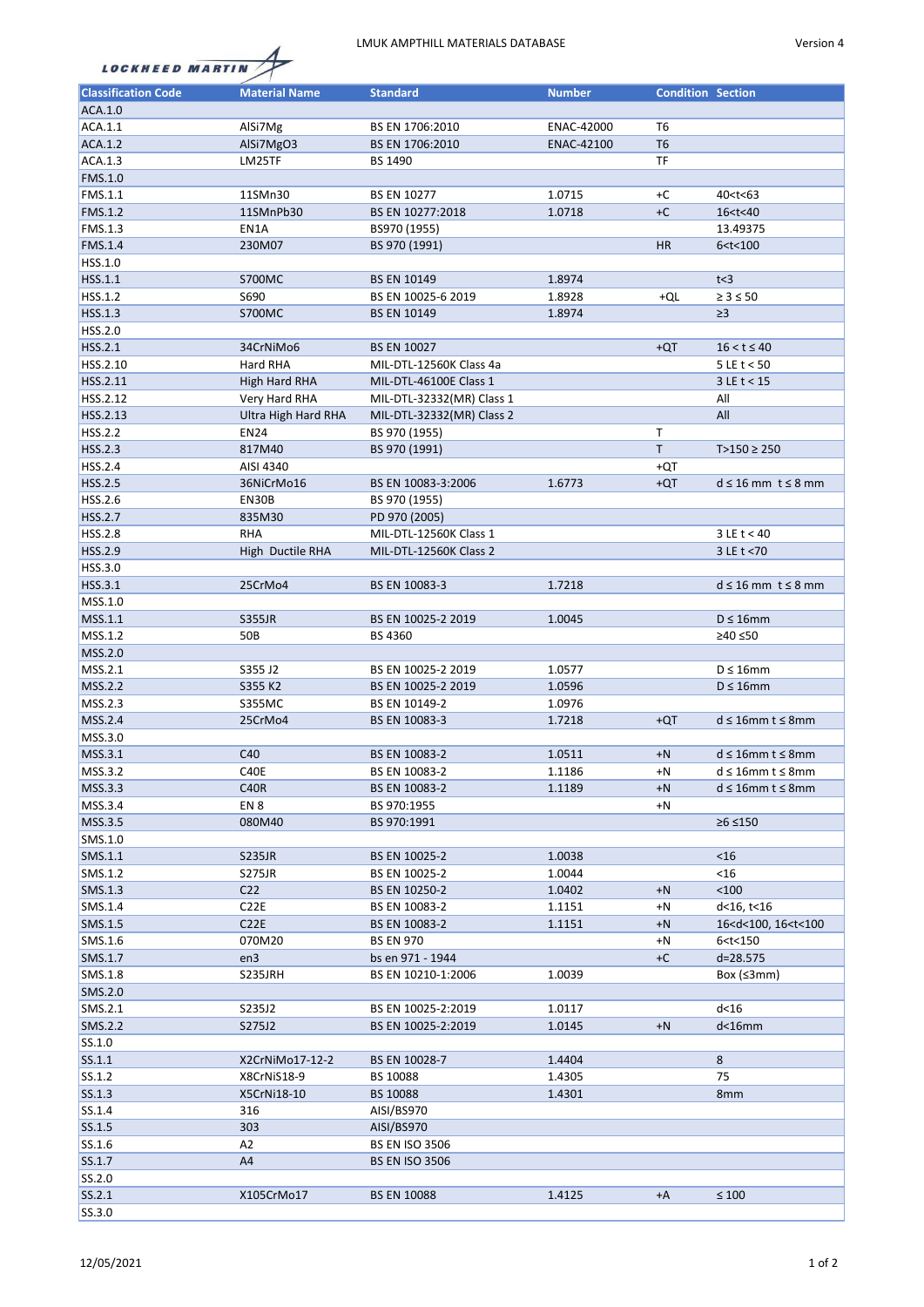# LMUK AMPTHILL MATERIALS DATABASE

Version 4

| Classification Code | Material Name | Standard | Number | Condition | Section |
|---|---|---|---|---|---|
| ACA.1.0 | | | | | |
| ACA.1.1 | AlSi7Mg | BS EN 1706:2010 | ENAC-42000 | T6 | |
| ACA.1.2 | AlSi7MgO3 | BS EN 1706:2010 | ENAC-42100 | T6 | |
| ACA.1.3 | LM25TF | BS 1490 | | TF | |
| FMS.1.0 | | | | | |
| FMS.1.1 | 11SMn30 | BS EN 10277 | 1.0715 | +C | 40<t<63 |
| FMS.1.2 | 11SMnPb30 | BS EN 10277:2018 | 1.0718 | +C | 16<t<40 |
| FMS.1.3 | EN1A | BS970 (1955) | | | 13.49375 |
| FMS.1.4 | 230M07 | BS 970 (1991) | | HR | 6<t<100 |
| HSS.1.0 | | | | | |
| HSS.1.1 | S700MC | BS EN 10149 | 1.8974 | | t<3 |
| HSS.1.2 | S690 | BS EN 10025-6 2019 | 1.8928 | +QL | ≥ 3 ≤ 50 |
| HSS.1.3 | S700MC | BS EN 10149 | 1.8974 | | ≥3 |
| HSS.2.0 | | | | | |
| HSS.2.1 | 34CrNiMo6 | BS EN 10027 | | +QT | 16 < t ≤ 40 |
| HSS.2.10 | Hard RHA | MIL-DTL-12560K Class 4a | | | 5 LE t < 50 |
| HSS.2.11 | High Hard RHA | MIL-DTL-46100E Class 1 | | | 3 LE t < 15 |
| HSS.2.12 | Very Hard RHA | MIL-DTL-32332(MR) Class 1 | | | All |
| HSS.2.13 | Ultra High Hard RHA | MIL-DTL-32332(MR) Class 2 | | | All |
| HSS.2.2 | EN24 | BS 970 (1955) | | T | |
| HSS.2.3 | 817M40 | BS 970 (1991) | | T | T>150 ≥ 250 |
| HSS.2.4 | AISI 4340 | | | +QT | |
| HSS.2.5 | 36NiCrMo16 | BS EN 10083-3:2006 | 1.6773 | +QT | d ≤ 16 mm t ≤ 8 mm |
| HSS.2.6 | EN30B | BS 970 (1955) | | | |
| HSS.2.7 | 835M30 | PD 970 (2005) | | | |
| HSS.2.8 | RHA | MIL-DTL-12560K Class 1 | | | 3 LE t < 40 |
| HSS.2.9 | High Ductile RHA | MIL-DTL-12560K Class 2 | | | 3 LE t <70 |
| HSS.3.0 | | | | | |
| HSS.3.1 | 25CrMo4 | BS EN 10083-3 | 1.7218 | | d ≤ 16 mm t ≤ 8 mm |
| MSS.1.0 | | | | | |
| MSS.1.1 | S355JR | BS EN 10025-2 2019 | 1.0045 | | D ≤ 16mm |
| MSS.1.2 | 50B | BS 4360 | | | ≥40 ≤50 |
| MSS.2.0 | | | | | |
| MSS.2.1 | S355 J2 | BS EN 10025-2 2019 | 1.0577 | | D ≤ 16mm |
| MSS.2.2 | S355 K2 | BS EN 10025-2 2019 | 1.0596 | | D ≤ 16mm |
| MSS.2.3 | S355MC | BS EN 10149-2 | 1.0976 | | |
| MSS.2.4 | 25CrMo4 | BS EN 10083-3 | 1.7218 | +QT | d ≤ 16mm t ≤ 8mm |
| MSS.3.0 | | | | | |
| MSS.3.1 | C40 | BS EN 10083-2 | 1.0511 | +N | d ≤ 16mm t ≤ 8mm |
| MSS.3.2 | C40E | BS EN 10083-2 | 1.1186 | +N | d ≤ 16mm t ≤ 8mm |
| MSS.3.3 | C40R | BS EN 10083-2 | 1.1189 | +N | d ≤ 16mm t ≤ 8mm |
| MSS.3.4 | EN 8 | BS 970:1955 | | +N | |
| MSS.3.5 | 080M40 | BS 970:1991 | | | ≥6 ≤150 |
| SMS.1.0 | | | | | |
| SMS.1.1 | S235JR | BS EN 10025-2 | 1.0038 | | <16 |
| SMS.1.2 | S275JR | BS EN 10025-2 | 1.0044 | | <16 |
| SMS.1.3 | C22 | BS EN 10250-2 | 1.0402 | +N | <100 |
| SMS.1.4 | C22E | BS EN 10083-2 | 1.1151 | +N | d<16, t<16 |
| SMS.1.5 | C22E | BS EN 10083-2 | 1.1151 | +N | 16<d<100, 16<t<100 |
| SMS.1.6 | 070M20 | BS EN 970 | | +N | 6<t<150 |
| SMS.1.7 | en3 | bs en 971 - 1944 | | +C | d=28.575 |
| SMS.1.8 | S235JRH | BS EN 10210-1:2006 | 1.0039 | | Box (≤3mm) |
| SMS.2.0 | | | | | |
| SMS.2.1 | S235J2 | BS EN 10025-2:2019 | 1.0117 | | d<16 |
| SMS.2.2 | S275J2 | BS EN 10025-2:2019 | 1.0145 | +N | d<16mm |
| SS.1.0 | | | | | |
| SS.1.1 | X2CrNiMo17-12-2 | BS EN 10028-7 | 1.4404 | | 8 |
| SS.1.2 | X8CrNiS18-9 | BS 10088 | 1.4305 | | 75 |
| SS.1.3 | X5CrNi18-10 | BS 10088 | 1.4301 | | 8mm |
| SS.1.4 | 316 | AISI/BS970 | | | |
| SS.1.5 | 303 | AISI/BS970 | | | |
| SS.1.6 | A2 | BS EN ISO 3506 | | | |
| SS.1.7 | A4 | BS EN ISO 3506 | | | |
| SS.2.0 | | | | | |
| SS.2.1 | X105CrMo17 | BS EN 10088 | 1.4125 | +A | ≤ 100 |
| SS.3.0 | | | | | |

12/05/2021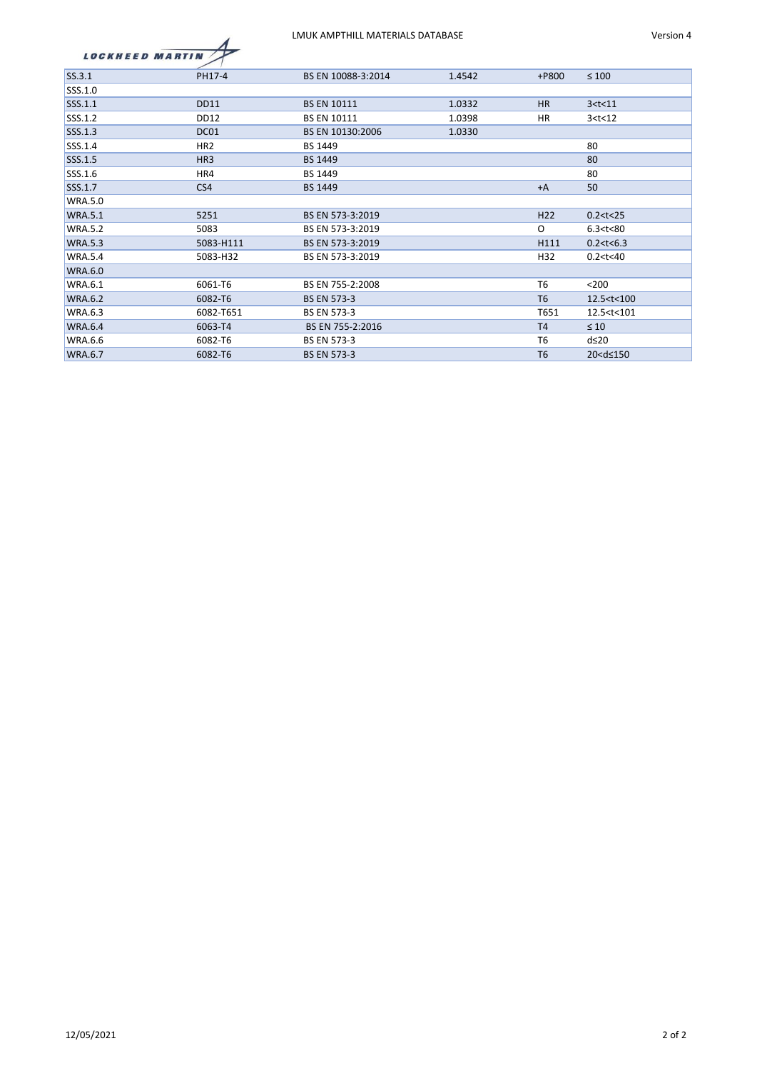| | | | | | |
|---|---|---|---|---|---|
| SS.3.1 | PH17-4 | BS EN 10088-3:2014 | 1.4542 | +P800 | ≤ 100 |
| SSS.1.0 | | | | | |
| SSS.1.1 | DD11 | BS EN 10111 | 1.0332 | HR | 3<t<11 |
| SSS.1.2 | DD12 | BS EN 10111 | 1.0398 | HR | 3<t<12 |
| SSS.1.3 | DC01 | BS EN 10130:2006 | 1.0330 | | |
| SSS.1.4 | HR2 | BS 1449 | | | 80 |
| SSS.1.5 | HR3 | BS 1449 | | | 80 |
| SSS.1.6 | HR4 | BS 1449 | | | 80 |
| SSS.1.7 | CS4 | BS 1449 | | +A | 50 |
| WRA.5.0 | | | | | |
| WRA.5.1 | 5251 | BS EN 573-3:2019 | | H22 | 0.2<t<25 |
| WRA.5.2 | 5083 | BS EN 573-3:2019 | | O | 6.3<t<80 |
| WRA.5.3 | 5083-H111 | BS EN 573-3:2019 | | H111 | 0.2<t<6.3 |
| WRA.5.4 | 5083-H32 | BS EN 573-3:2019 | | H32 | 0.2<t<40 |
| WRA.6.0 | | | | | |
| WRA.6.1 | 6061-T6 | BS EN 755-2:2008 | | T6 | <200 |
| WRA.6.2 | 6082-T6 | BS EN 573-3 | | T6 | 12.5<t<100 |
| WRA.6.3 | 6082-T651 | BS EN 573-3 | | T651 | 12.5<t<101 |
| WRA.6.4 | 6063-T4 | BS EN 755-2:2016 | | T4 | ≤ 10 |
| WRA.6.6 | 6082-T6 | BS EN 573-3 | | T6 | d≤20 |
| WRA.6.7 | 6082-T6 | BS EN 573-3 | | T6 | 20<d≤150 |